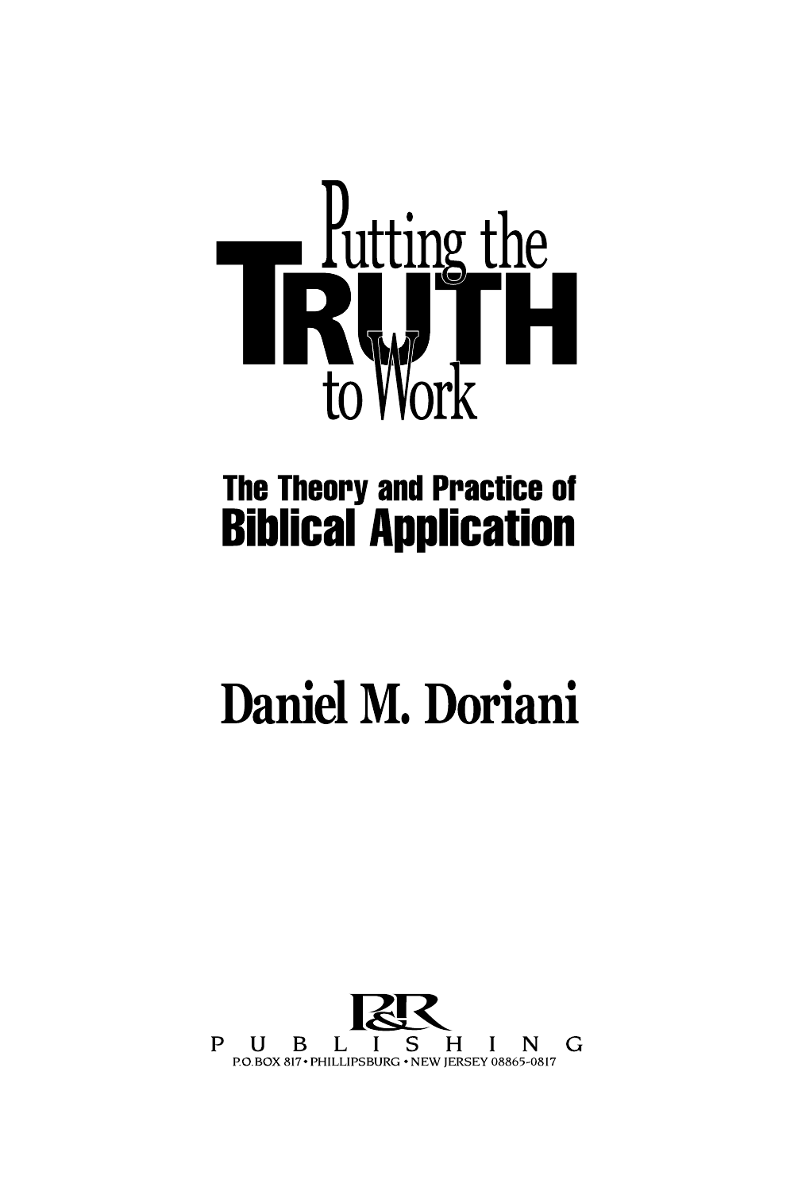# Putting the TRUTH to Work

## The Theory and Practice of Biblical Application

Daniel M. Doriani

P&R PUBLISHING
P.O. BOX 817 • PHILLIPSBURG • NEW JERSEY 08865-0817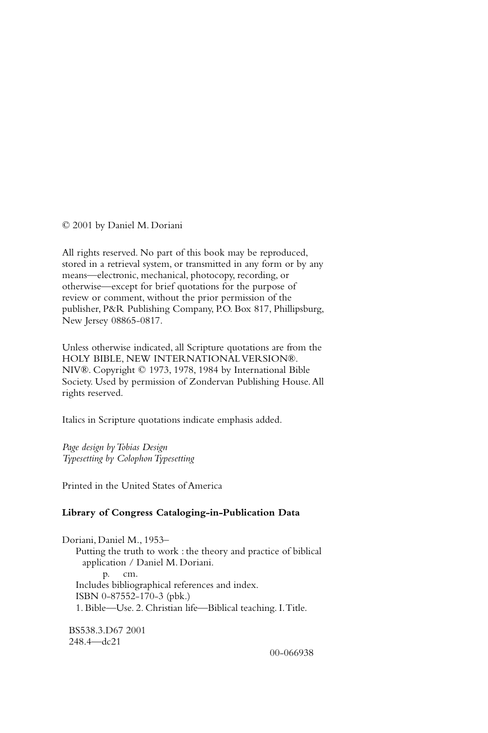© 2001 by Daniel M. Doriani

All rights reserved. No part of this book may be reproduced, stored in a retrieval system, or transmitted in any form or by any means—electronic, mechanical, photocopy, recording, or otherwise—except for brief quotations for the purpose of review or comment, without the prior permission of the publisher, P&R Publishing Company, P.O. Box 817, Phillipsburg, New Jersey 08865-0817.

Unless otherwise indicated, all Scripture quotations are from the HOLY BIBLE, NEW INTERNATIONAL VERSION®. NIV®. Copyright © 1973, 1978, 1984 by International Bible Society. Used by permission of Zondervan Publishing House. All rights reserved.

Italics in Scripture quotations indicate emphasis added.

*Page design by Tobias Design*
*Typesetting by Colophon Typesetting*

Printed in the United States of America

**Library of Congress Cataloging-in-Publication Data**

Doriani, Daniel M., 1953–
Putting the truth to work : the theory and practice of biblical application / Daniel M. Doriani.
p. cm.
Includes bibliographical references and index.
ISBN 0-87552-170-3 (pbk.)
1. Bible—Use. 2. Christian life—Biblical teaching. I. Title.

BS538.3.D67 2001
248.4—dc21

00-066938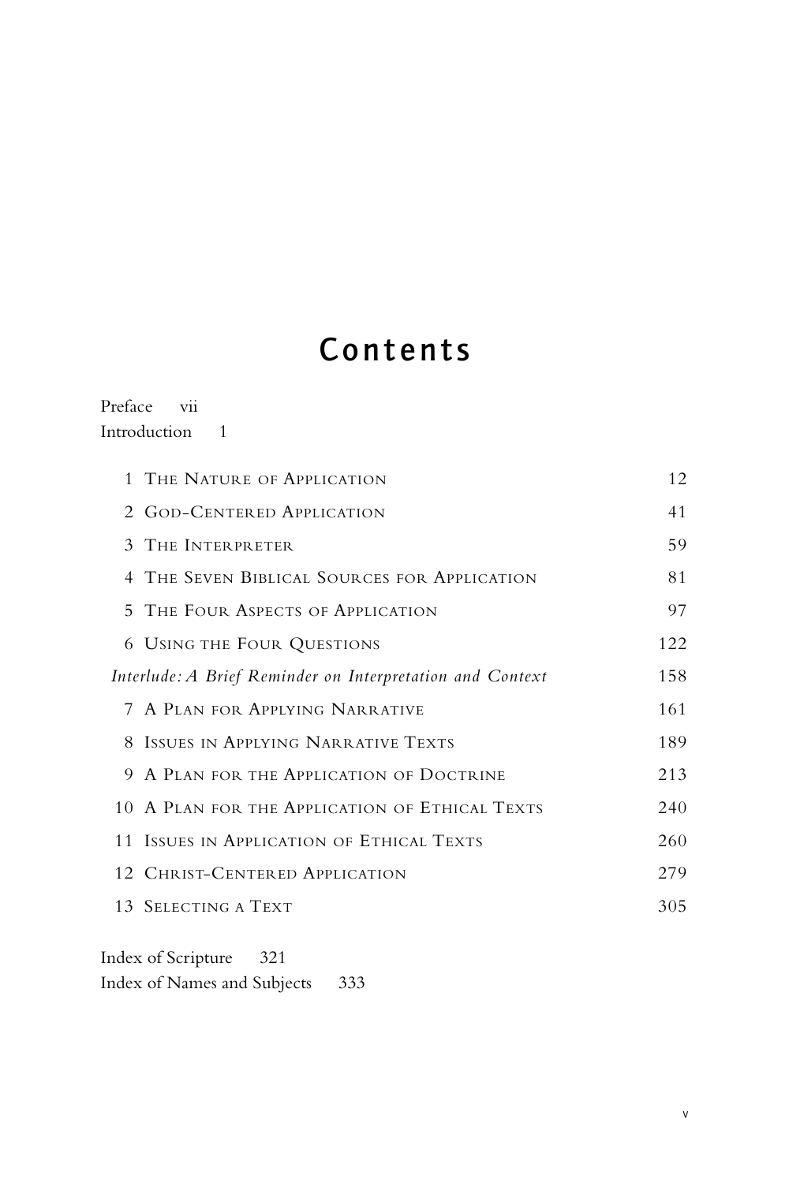# Contents

Preface vii
Introduction 1

| | | |
|---|---|---|
| 1 | The Nature of Application | 12 |
| 2 | God-Centered Application | 41 |
| 3 | The Interpreter | 59 |
| 4 | The Seven Biblical Sources for Application | 81 |
| 5 | The Four Aspects of Application | 97 |
| 6 | Using the Four Questions | 122 |
| | *Interlude: A Brief Reminder on Interpretation and Context* | 158 |
| 7 | A Plan for Applying Narrative | 161 |
| 8 | Issues in Applying Narrative Texts | 189 |
| 9 | A Plan for the Application of Doctrine | 213 |
| 10 | A Plan for the Application of Ethical Texts | 240 |
| 11 | Issues in Application of Ethical Texts | 260 |
| 12 | Christ-Centered Application | 279 |
| 13 | Selecting a Text | 305 |

Index of Scripture 321
Index of Names and Subjects 333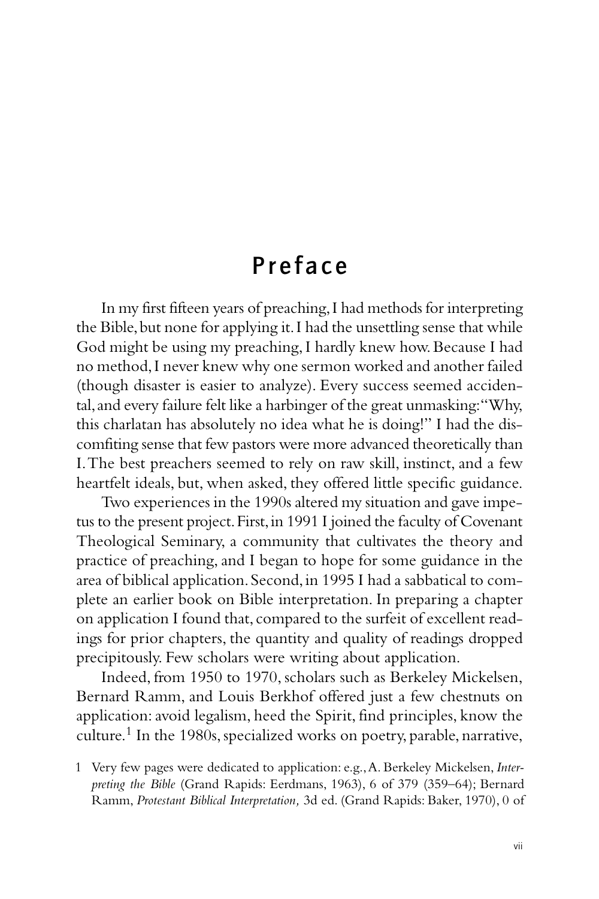# Preface

In my first fifteen years of preaching, I had methods for interpreting the Bible, but none for applying it. I had the unsettling sense that while God might be using my preaching, I hardly knew how. Because I had no method, I never knew why one sermon worked and another failed (though disaster is easier to analyze). Every success seemed accidental, and every failure felt like a harbinger of the great unmasking: "Why, this charlatan has absolutely no idea what he is doing!" I had the discomfiting sense that few pastors were more advanced theoretically than I. The best preachers seemed to rely on raw skill, instinct, and a few heartfelt ideals, but, when asked, they offered little specific guidance.

Two experiences in the 1990s altered my situation and gave impetus to the present project. First, in 1991 I joined the faculty of Covenant Theological Seminary, a community that cultivates the theory and practice of preaching, and I began to hope for some guidance in the area of biblical application. Second, in 1995 I had a sabbatical to complete an earlier book on Bible interpretation. In preparing a chapter on application I found that, compared to the surfeit of excellent readings for prior chapters, the quantity and quality of readings dropped precipitously. Few scholars were writing about application.

Indeed, from 1950 to 1970, scholars such as Berkeley Mickelsen, Bernard Ramm, and Louis Berkhof offered just a few chestnuts on application: avoid legalism, heed the Spirit, find principles, know the culture.[1] In the 1980s, specialized works on poetry, parable, narrative,

1 Very few pages were dedicated to application: e.g., A. Berkeley Mickelsen, *Interpreting the Bible* (Grand Rapids: Eerdmans, 1963), 6 of 379 (359–64); Bernard Ramm, *Protestant Biblical Interpretation,* 3d ed. (Grand Rapids: Baker, 1970), 0 of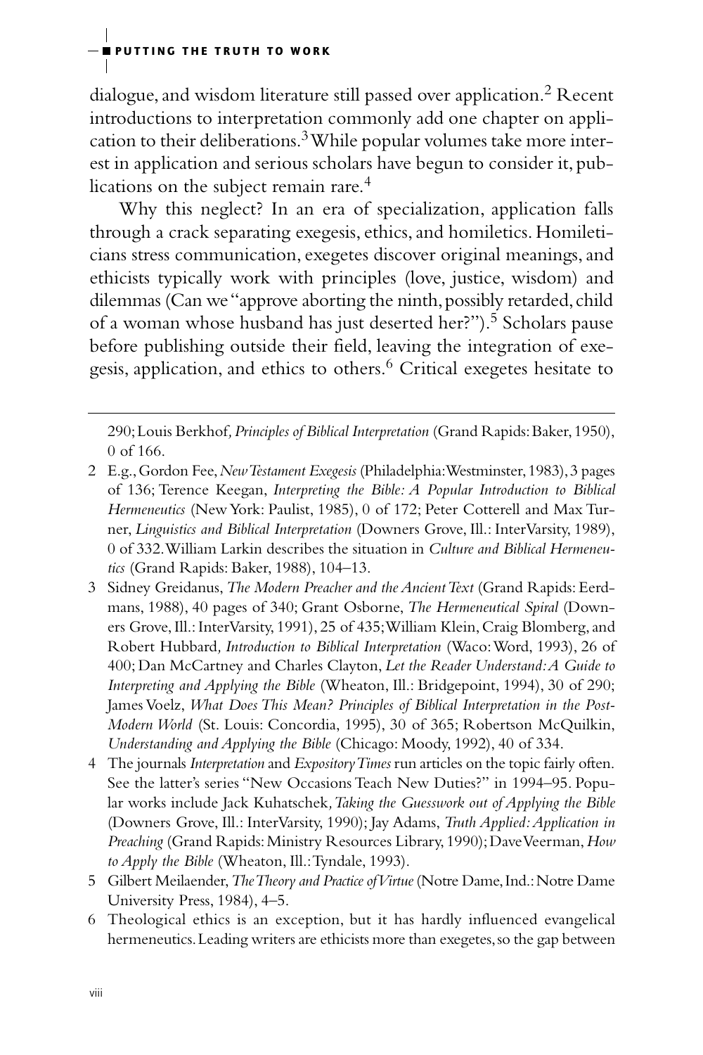dialogue, and wisdom literature still passed over application.[2] Recent introductions to interpretation commonly add one chapter on application to their deliberations.[3] While popular volumes take more interest in application and serious scholars have begun to consider it, publications on the subject remain rare.[4]

Why this neglect? In an era of specialization, application falls through a crack separating exegesis, ethics, and homiletics. Homileticians stress communication, exegetes discover original meanings, and ethicists typically work with principles (love, justice, wisdom) and dilemmas (Can we "approve aborting the ninth, possibly retarded, child of a woman whose husband has just deserted her?").[5] Scholars pause before publishing outside their field, leaving the integration of exegesis, application, and ethics to others.[6] Critical exegetes hesitate to

---

290; Louis Berkhof, *Principles of Biblical Interpretation* (Grand Rapids: Baker, 1950), 0 of 166.

2 E.g., Gordon Fee, *New Testament Exegesis* (Philadelphia: Westminster, 1983), 3 pages of 136; Terence Keegan, *Interpreting the Bible: A Popular Introduction to Biblical Hermeneutics* (New York: Paulist, 1985), 0 of 172; Peter Cotterell and Max Turner, *Linguistics and Biblical Interpretation* (Downers Grove, Ill.: InterVarsity, 1989), 0 of 332. William Larkin describes the situation in *Culture and Biblical Hermeneutics* (Grand Rapids: Baker, 1988), 104–13.

3 Sidney Greidanus, *The Modern Preacher and the Ancient Text* (Grand Rapids: Eerdmans, 1988), 40 pages of 340; Grant Osborne, *The Hermeneutical Spiral* (Downers Grove, Ill.: InterVarsity, 1991), 25 of 435; William Klein, Craig Blomberg, and Robert Hubbard, *Introduction to Biblical Interpretation* (Waco: Word, 1993), 26 of 400; Dan McCartney and Charles Clayton, *Let the Reader Understand: A Guide to Interpreting and Applying the Bible* (Wheaton, Ill.: Bridgepoint, 1994), 30 of 290; James Voelz, *What Does This Mean? Principles of Biblical Interpretation in the Post-Modern World* (St. Louis: Concordia, 1995), 30 of 365; Robertson McQuilkin, *Understanding and Applying the Bible* (Chicago: Moody, 1992), 40 of 334.

4 The journals *Interpretation* and *Expository Times* run articles on the topic fairly often. See the latter's series "New Occasions Teach New Duties?" in 1994–95. Popular works include Jack Kuhatschek, *Taking the Guesswork out of Applying the Bible* (Downers Grove, Ill.: InterVarsity, 1990); Jay Adams, *Truth Applied: Application in Preaching* (Grand Rapids: Ministry Resources Library, 1990); Dave Veerman, *How to Apply the Bible* (Wheaton, Ill.: Tyndale, 1993).

5 Gilbert Meilaender, *The Theory and Practice of Virtue* (Notre Dame, Ind.: Notre Dame University Press, 1984), 4–5.

6 Theological ethics is an exception, but it has hardly influenced evangelical hermeneutics. Leading writers are ethicists more than exegetes, so the gap between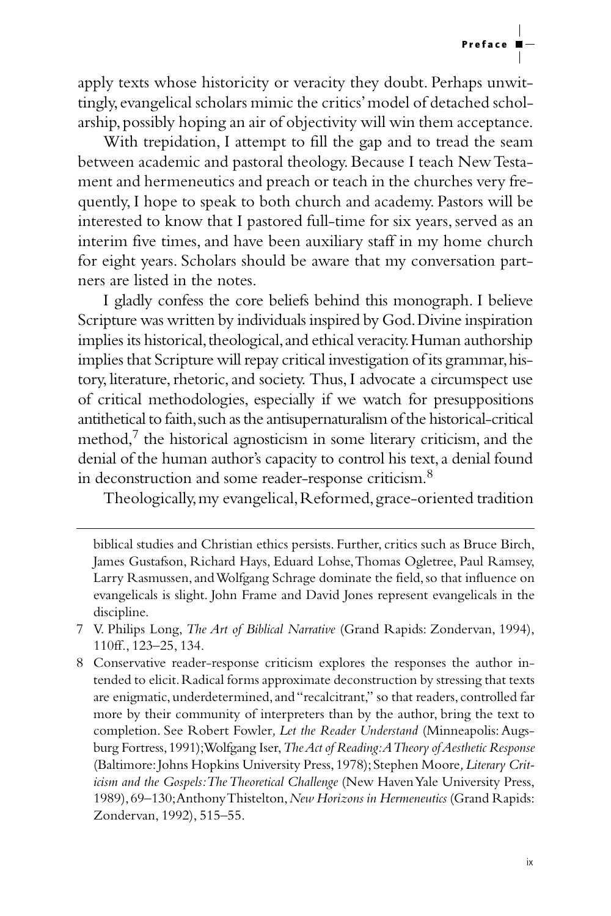apply texts whose historicity or veracity they doubt. Perhaps unwittingly, evangelical scholars mimic the critics' model of detached scholarship, possibly hoping an air of objectivity will win them acceptance.

With trepidation, I attempt to fill the gap and to tread the seam between academic and pastoral theology. Because I teach New Testament and hermeneutics and preach or teach in the churches very frequently, I hope to speak to both church and academy. Pastors will be interested to know that I pastored full-time for six years, served as an interim five times, and have been auxiliary staff in my home church for eight years. Scholars should be aware that my conversation partners are listed in the notes.

I gladly confess the core beliefs behind this monograph. I believe Scripture was written by individuals inspired by God. Divine inspiration implies its historical, theological, and ethical veracity. Human authorship implies that Scripture will repay critical investigation of its grammar, history, literature, rhetoric, and society. Thus, I advocate a circumspect use of critical methodologies, especially if we watch for presuppositions antithetical to faith, such as the antisupernaturalism of the historical-critical method,[7] the historical agnosticism in some literary criticism, and the denial of the human author's capacity to control his text, a denial found in deconstruction and some reader-response criticism.[8]

Theologically, my evangelical, Reformed, grace-oriented tradition

---

biblical studies and Christian ethics persists. Further, critics such as Bruce Birch, James Gustafson, Richard Hays, Eduard Lohse, Thomas Ogletree, Paul Ramsey, Larry Rasmussen, and Wolfgang Schrage dominate the field, so that influence on evangelicals is slight. John Frame and David Jones represent evangelicals in the discipline.

7 V. Philips Long, *The Art of Biblical Narrative* (Grand Rapids: Zondervan, 1994), 110ff., 123–25, 134.

8 Conservative reader-response criticism explores the responses the author intended to elicit. Radical forms approximate deconstruction by stressing that texts are enigmatic, underdetermined, and "recalcitrant," so that readers, controlled far more by their community of interpreters than by the author, bring the text to completion. See Robert Fowler, *Let the Reader Understand* (Minneapolis: Augsburg Fortress, 1991); Wolfgang Iser, *The Act of Reading: A Theory of Aesthetic Response* (Baltimore: Johns Hopkins University Press, 1978); Stephen Moore, *Literary Criticism and the Gospels: The Theoretical Challenge* (New Haven Yale University Press, 1989), 69–130; Anthony Thistelton, *New Horizons in Hermeneutics* (Grand Rapids: Zondervan, 1992), 515–55.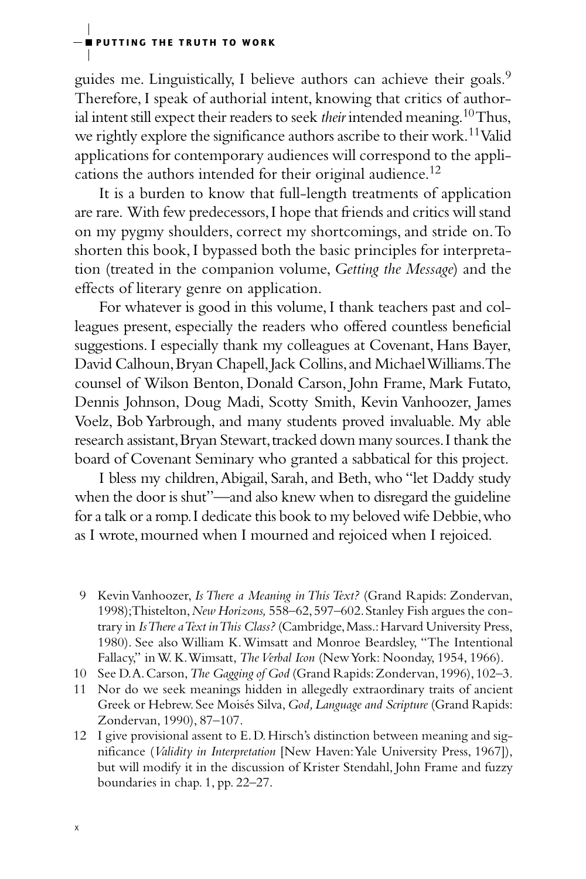guides me. Linguistically, I believe authors can achieve their goals.[9] Therefore, I speak of authorial intent, knowing that critics of authorial intent still expect their readers to seek *their* intended meaning.[10] Thus, we rightly explore the significance authors ascribe to their work.[11] Valid applications for contemporary audiences will correspond to the applications the authors intended for their original audience.[12]

It is a burden to know that full-length treatments of application are rare. With few predecessors, I hope that friends and critics will stand on my pygmy shoulders, correct my shortcomings, and stride on. To shorten this book, I bypassed both the basic principles for interpretation (treated in the companion volume, *Getting the Message*) and the effects of literary genre on application.

For whatever is good in this volume, I thank teachers past and colleagues present, especially the readers who offered countless beneficial suggestions. I especially thank my colleagues at Covenant, Hans Bayer, David Calhoun, Bryan Chapell, Jack Collins, and Michael Williams. The counsel of Wilson Benton, Donald Carson, John Frame, Mark Futato, Dennis Johnson, Doug Madi, Scotty Smith, Kevin Vanhoozer, James Voelz, Bob Yarbrough, and many students proved invaluable. My able research assistant, Bryan Stewart, tracked down many sources. I thank the board of Covenant Seminary who granted a sabbatical for this project.

I bless my children, Abigail, Sarah, and Beth, who "let Daddy study when the door is shut"—and also knew when to disregard the guideline for a talk or a romp. I dedicate this book to my beloved wife Debbie, who as I wrote, mourned when I mourned and rejoiced when I rejoiced.

9 Kevin Vanhoozer, *Is There a Meaning in This Text?* (Grand Rapids: Zondervan, 1998); Thistelton, *New Horizons,* 558–62, 597–602. Stanley Fish argues the contrary in *Is There a Text in This Class?* (Cambridge, Mass.: Harvard University Press, 1980). See also William K. Wimsatt and Monroe Beardsley, "The Intentional Fallacy," in W. K. Wimsatt, *The Verbal Icon* (New York: Noonday, 1954, 1966).

10 See D. A. Carson, *The Gagging of God* (Grand Rapids: Zondervan, 1996), 102–3.

11 Nor do we seek meanings hidden in allegedly extraordinary traits of ancient Greek or Hebrew. See Moisés Silva, *God, Language and Scripture* (Grand Rapids: Zondervan, 1990), 87–107.

12 I give provisional assent to E. D. Hirsch's distinction between meaning and significance (*Validity in Interpretation* [New Haven: Yale University Press, 1967]), but will modify it in the discussion of Krister Stendahl, John Frame and fuzzy boundaries in chap. 1, pp. 22–27.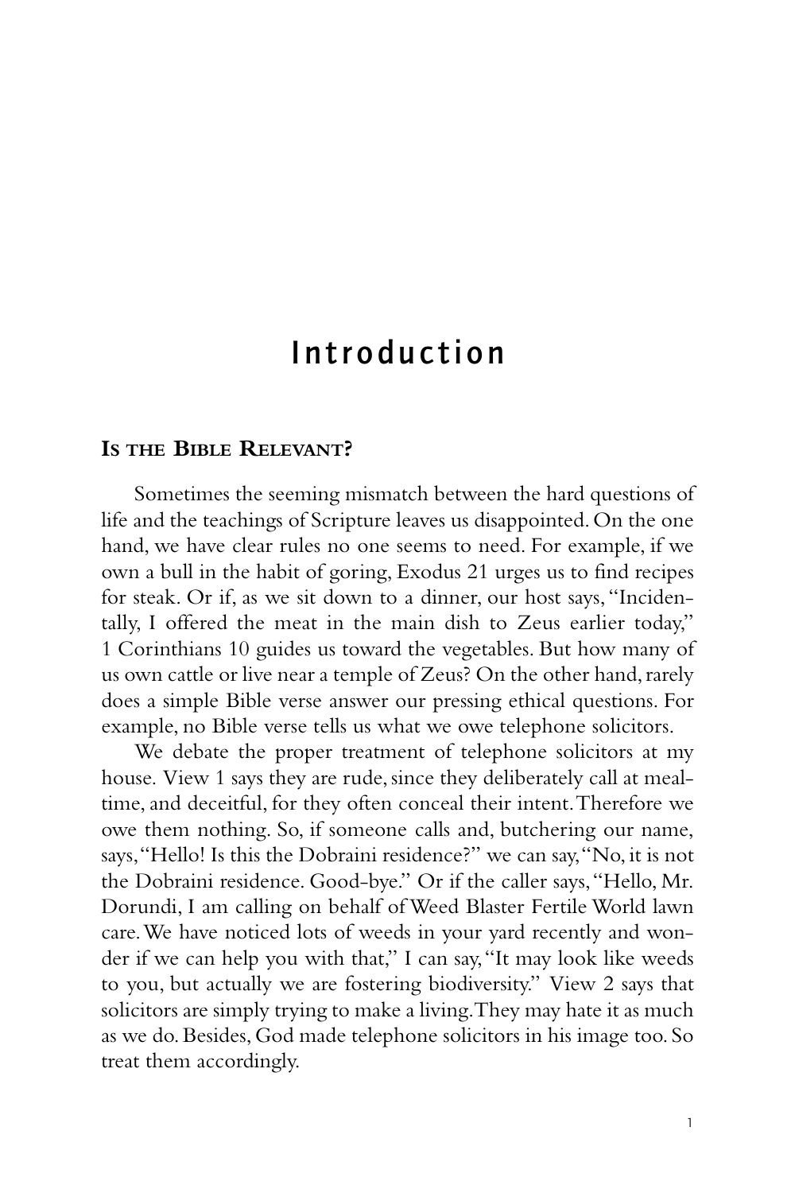# Introduction

## Is the Bible Relevant?

Sometimes the seeming mismatch between the hard questions of life and the teachings of Scripture leaves us disappointed. On the one hand, we have clear rules no one seems to need. For example, if we own a bull in the habit of goring, Exodus 21 urges us to find recipes for steak. Or if, as we sit down to a dinner, our host says, "Incidentally, I offered the meat in the main dish to Zeus earlier today," 1 Corinthians 10 guides us toward the vegetables. But how many of us own cattle or live near a temple of Zeus? On the other hand, rarely does a simple Bible verse answer our pressing ethical questions. For example, no Bible verse tells us what we owe telephone solicitors.

We debate the proper treatment of telephone solicitors at my house. View 1 says they are rude, since they deliberately call at mealtime, and deceitful, for they often conceal their intent. Therefore we owe them nothing. So, if someone calls and, butchering our name, says, "Hello! Is this the Dobraini residence?" we can say, "No, it is not the Dobraini residence. Good-bye." Or if the caller says, "Hello, Mr. Dorundi, I am calling on behalf of Weed Blaster Fertile World lawn care. We have noticed lots of weeds in your yard recently and wonder if we can help you with that," I can say, "It may look like weeds to you, but actually we are fostering biodiversity." View 2 says that solicitors are simply trying to make a living. They may hate it as much as we do. Besides, God made telephone solicitors in his image too. So treat them accordingly.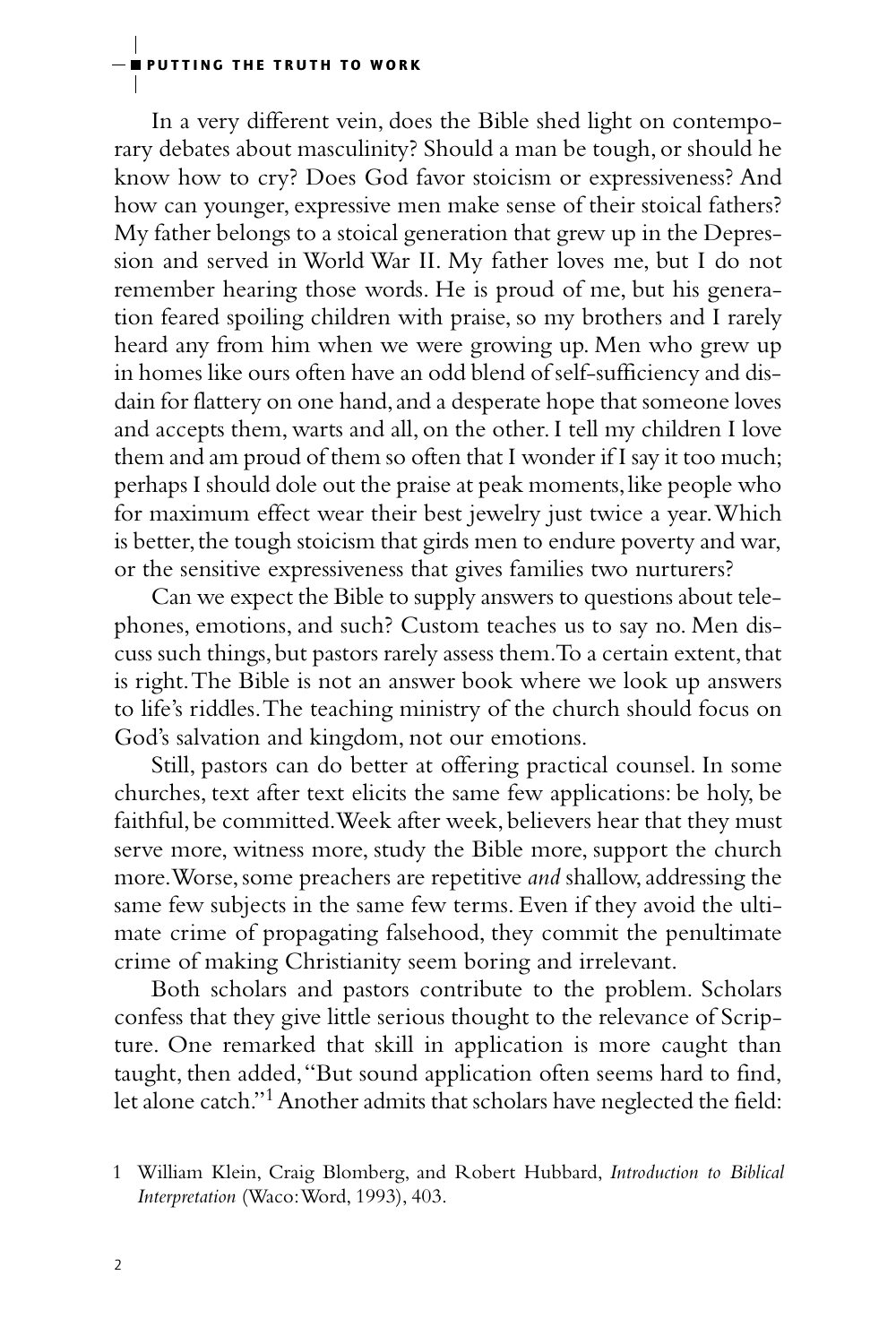In a very different vein, does the Bible shed light on contemporary debates about masculinity? Should a man be tough, or should he know how to cry? Does God favor stoicism or expressiveness? And how can younger, expressive men make sense of their stoical fathers? My father belongs to a stoical generation that grew up in the Depression and served in World War II. My father loves me, but I do not remember hearing those words. He is proud of me, but his generation feared spoiling children with praise, so my brothers and I rarely heard any from him when we were growing up. Men who grew up in homes like ours often have an odd blend of self-sufficiency and disdain for flattery on one hand, and a desperate hope that someone loves and accepts them, warts and all, on the other. I tell my children I love them and am proud of them so often that I wonder if I say it too much; perhaps I should dole out the praise at peak moments, like people who for maximum effect wear their best jewelry just twice a year. Which is better, the tough stoicism that girds men to endure poverty and war, or the sensitive expressiveness that gives families two nurturers?

Can we expect the Bible to supply answers to questions about telephones, emotions, and such? Custom teaches us to say no. Men discuss such things, but pastors rarely assess them. To a certain extent, that is right. The Bible is not an answer book where we look up answers to life's riddles. The teaching ministry of the church should focus on God's salvation and kingdom, not our emotions.

Still, pastors can do better at offering practical counsel. In some churches, text after text elicits the same few applications: be holy, be faithful, be committed. Week after week, believers hear that they must serve more, witness more, study the Bible more, support the church more. Worse, some preachers are repetitive *and* shallow, addressing the same few subjects in the same few terms. Even if they avoid the ultimate crime of propagating falsehood, they commit the penultimate crime of making Christianity seem boring and irrelevant.

Both scholars and pastors contribute to the problem. Scholars confess that they give little serious thought to the relevance of Scripture. One remarked that skill in application is more caught than taught, then added, "But sound application often seems hard to find, let alone catch."[1] Another admits that scholars have neglected the field:

1 William Klein, Craig Blomberg, and Robert Hubbard, *Introduction to Biblical Interpretation* (Waco: Word, 1993), 403.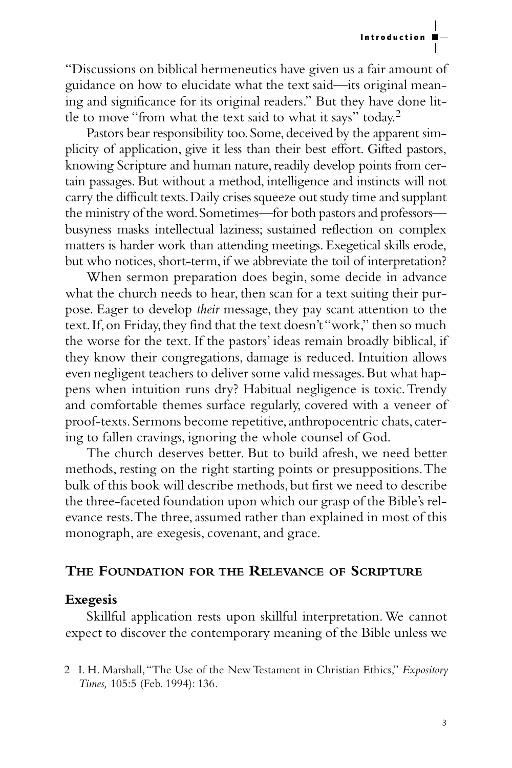"Discussions on biblical hermeneutics have given us a fair amount of guidance on how to elucidate what the text said—its original meaning and significance for its original readers." But they have done little to move "from what the text said to what it says" today.[2]

Pastors bear responsibility too. Some, deceived by the apparent simplicity of application, give it less than their best effort. Gifted pastors, knowing Scripture and human nature, readily develop points from certain passages. But without a method, intelligence and instincts will not carry the difficult texts. Daily crises squeeze out study time and supplant the ministry of the word. Sometimes—for both pastors and professors—busyness masks intellectual laziness; sustained reflection on complex matters is harder work than attending meetings. Exegetical skills erode, but who notices, short-term, if we abbreviate the toil of interpretation?

When sermon preparation does begin, some decide in advance what the church needs to hear, then scan for a text suiting their purpose. Eager to develop *their* message, they pay scant attention to the text. If, on Friday, they find that the text doesn't "work," then so much the worse for the text. If the pastors' ideas remain broadly biblical, if they know their congregations, damage is reduced. Intuition allows even negligent teachers to deliver some valid messages. But what happens when intuition runs dry? Habitual negligence is toxic. Trendy and comfortable themes surface regularly, covered with a veneer of proof-texts. Sermons become repetitive, anthropocentric chats, catering to fallen cravings, ignoring the whole counsel of God.

The church deserves better. But to build afresh, we need better methods, resting on the right starting points or presuppositions. The bulk of this book will describe methods, but first we need to describe the three-faceted foundation upon which our grasp of the Bible's relevance rests. The three, assumed rather than explained in most of this monograph, are exegesis, covenant, and grace.

## The Foundation for the Relevance of Scripture

### Exegesis

Skillful application rests upon skillful interpretation. We cannot expect to discover the contemporary meaning of the Bible unless we

2 I. H. Marshall, "The Use of the New Testament in Christian Ethics," *Expository Times,* 105:5 (Feb. 1994): 136.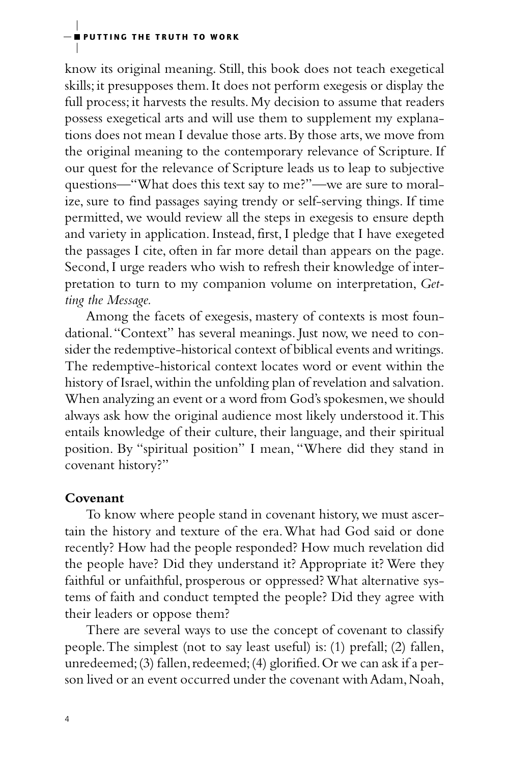know its original meaning. Still, this book does not teach exegetical skills; it presupposes them. It does not perform exegesis or display the full process; it harvests the results. My decision to assume that readers possess exegetical arts and will use them to supplement my explanations does not mean I devalue those arts. By those arts, we move from the original meaning to the contemporary relevance of Scripture. If our quest for the relevance of Scripture leads us to leap to subjective questions—"What does this text say to me?"—we are sure to moralize, sure to find passages saying trendy or self-serving things. If time permitted, we would review all the steps in exegesis to ensure depth and variety in application. Instead, first, I pledge that I have exegeted the passages I cite, often in far more detail than appears on the page. Second, I urge readers who wish to refresh their knowledge of interpretation to turn to my companion volume on interpretation, *Getting the Message.*

Among the facets of exegesis, mastery of contexts is most foundational. "Context" has several meanings. Just now, we need to consider the redemptive-historical context of biblical events and writings. The redemptive-historical context locates word or event within the history of Israel, within the unfolding plan of revelation and salvation. When analyzing an event or a word from God's spokesmen, we should always ask how the original audience most likely understood it. This entails knowledge of their culture, their language, and their spiritual position. By "spiritual position" I mean, "Where did they stand in covenant history?"

**Covenant**

To know where people stand in covenant history, we must ascertain the history and texture of the era. What had God said or done recently? How had the people responded? How much revelation did the people have? Did they understand it? Appropriate it? Were they faithful or unfaithful, prosperous or oppressed? What alternative systems of faith and conduct tempted the people? Did they agree with their leaders or oppose them?

There are several ways to use the concept of covenant to classify people. The simplest (not to say least useful) is: (1) prefall; (2) fallen, unredeemed; (3) fallen, redeemed; (4) glorified. Or we can ask if a person lived or an event occurred under the covenant with Adam, Noah,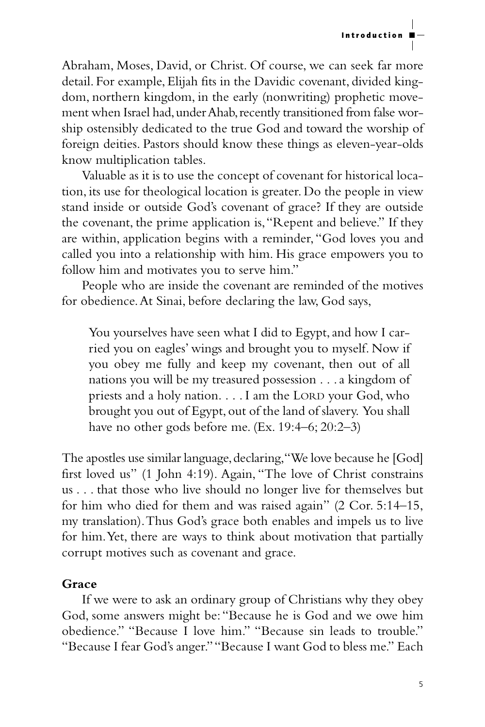Abraham, Moses, David, or Christ. Of course, we can seek far more detail. For example, Elijah fits in the Davidic covenant, divided kingdom, northern kingdom, in the early (nonwriting) prophetic movement when Israel had, under Ahab, recently transitioned from false worship ostensibly dedicated to the true God and toward the worship of foreign deities. Pastors should know these things as eleven-year-olds know multiplication tables.

Valuable as it is to use the concept of covenant for historical location, its use for theological location is greater. Do the people in view stand inside or outside God's covenant of grace? If they are outside the covenant, the prime application is, "Repent and believe." If they are within, application begins with a reminder, "God loves you and called you into a relationship with him. His grace empowers you to follow him and motivates you to serve him."

People who are inside the covenant are reminded of the motives for obedience. At Sinai, before declaring the law, God says,

> You yourselves have seen what I did to Egypt, and how I carried you on eagles' wings and brought you to myself. Now if you obey me fully and keep my covenant, then out of all nations you will be my treasured possession . . . a kingdom of priests and a holy nation. . . . I am the LORD your God, who brought you out of Egypt, out of the land of slavery. You shall have no other gods before me. (Ex. 19:4–6; 20:2–3)

The apostles use similar language, declaring, "We love because he [God] first loved us" (1 John 4:19). Again, "The love of Christ constrains us . . . that those who live should no longer live for themselves but for him who died for them and was raised again" (2 Cor. 5:14–15, my translation). Thus God's grace both enables and impels us to live for him. Yet, there are ways to think about motivation that partially corrupt motives such as covenant and grace.

### Grace

If we were to ask an ordinary group of Christians why they obey God, some answers might be: "Because he is God and we owe him obedience." "Because I love him." "Because sin leads to trouble." "Because I fear God's anger." "Because I want God to bless me." Each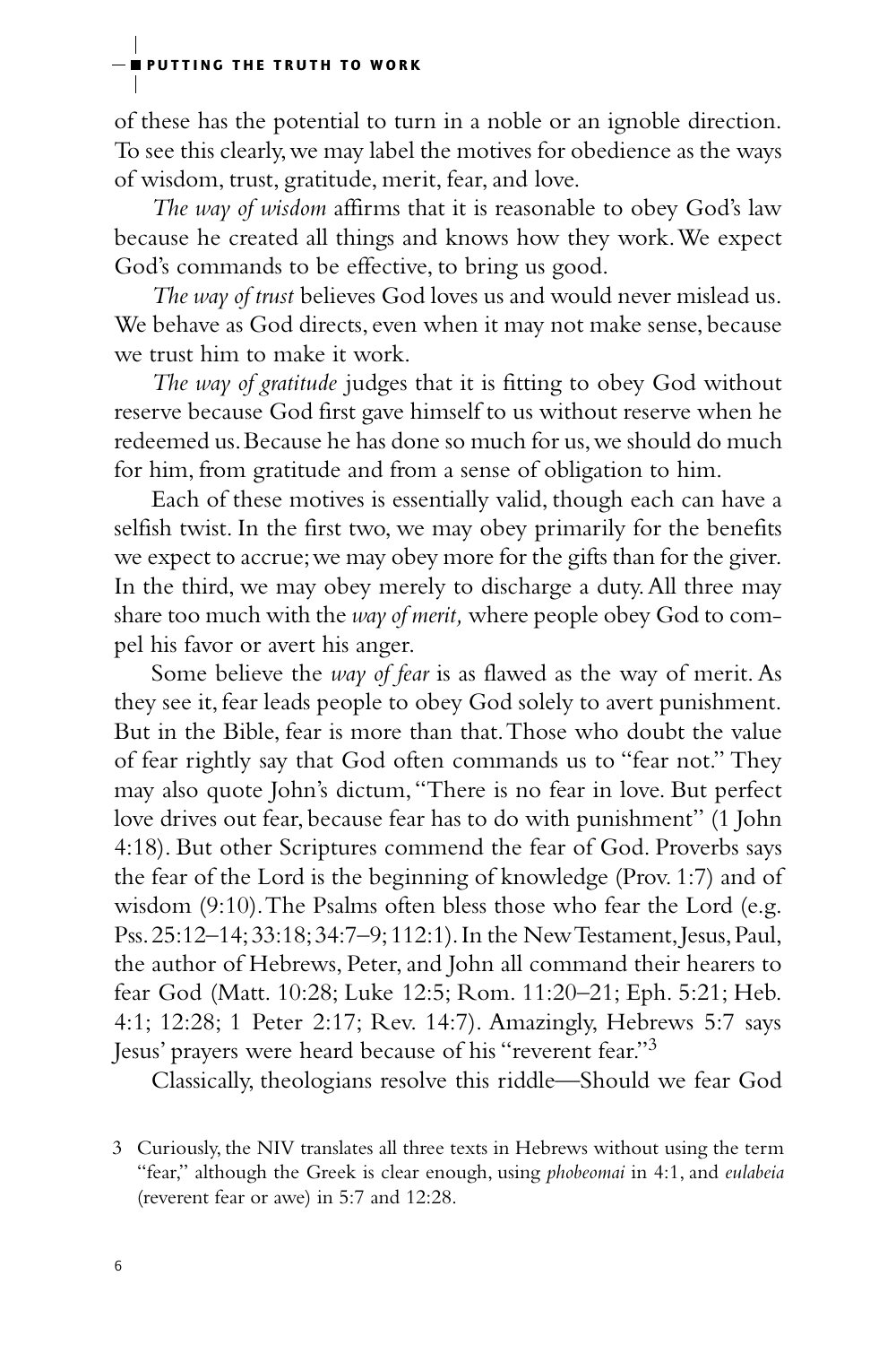of these has the potential to turn in a noble or an ignoble direction. To see this clearly, we may label the motives for obedience as the ways of wisdom, trust, gratitude, merit, fear, and love.

*The way of wisdom* affirms that it is reasonable to obey God's law because he created all things and knows how they work. We expect God's commands to be effective, to bring us good.

*The way of trust* believes God loves us and would never mislead us. We behave as God directs, even when it may not make sense, because we trust him to make it work.

*The way of gratitude* judges that it is fitting to obey God without reserve because God first gave himself to us without reserve when he redeemed us. Because he has done so much for us, we should do much for him, from gratitude and from a sense of obligation to him.

Each of these motives is essentially valid, though each can have a selfish twist. In the first two, we may obey primarily for the benefits we expect to accrue; we may obey more for the gifts than for the giver. In the third, we may obey merely to discharge a duty. All three may share too much with the *way of merit,* where people obey God to compel his favor or avert his anger.

Some believe the *way of fear* is as flawed as the way of merit. As they see it, fear leads people to obey God solely to avert punishment. But in the Bible, fear is more than that. Those who doubt the value of fear rightly say that God often commands us to "fear not." They may also quote John's dictum, "There is no fear in love. But perfect love drives out fear, because fear has to do with punishment" (1 John 4:18). But other Scriptures commend the fear of God. Proverbs says the fear of the Lord is the beginning of knowledge (Prov. 1:7) and of wisdom (9:10). The Psalms often bless those who fear the Lord (e.g. Pss. 25:12–14; 33:18; 34:7–9; 112:1). In the New Testament, Jesus, Paul, the author of Hebrews, Peter, and John all command their hearers to fear God (Matt. 10:28; Luke 12:5; Rom. 11:20–21; Eph. 5:21; Heb. 4:1; 12:28; 1 Peter 2:17; Rev. 14:7). Amazingly, Hebrews 5:7 says Jesus' prayers were heard because of his "reverent fear."[3]

Classically, theologians resolve this riddle—Should we fear God

3 Curiously, the NIV translates all three texts in Hebrews without using the term "fear," although the Greek is clear enough, using *phobeomai* in 4:1, and *eulabeia* (reverent fear or awe) in 5:7 and 12:28.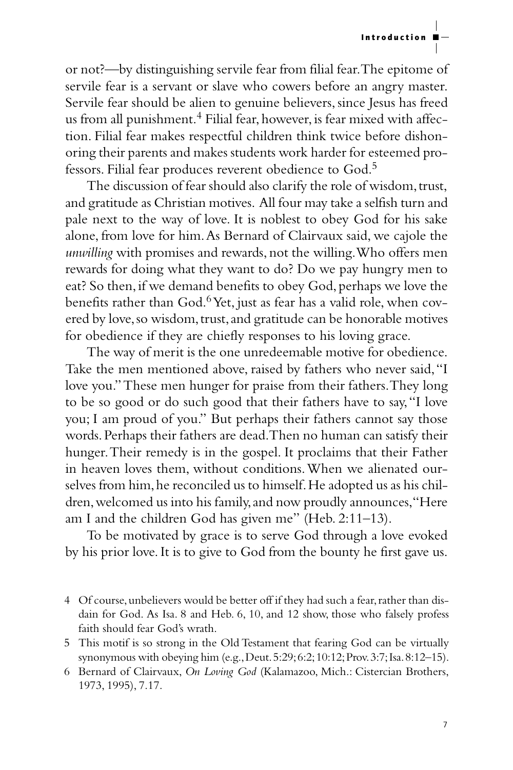or not?—by distinguishing servile fear from filial fear. The epitome of servile fear is a servant or slave who cowers before an angry master. Servile fear should be alien to genuine believers, since Jesus has freed us from all punishment.[4] Filial fear, however, is fear mixed with affection. Filial fear makes respectful children think twice before dishonoring their parents and makes students work harder for esteemed professors. Filial fear produces reverent obedience to God.[5]

The discussion of fear should also clarify the role of wisdom, trust, and gratitude as Christian motives. All four may take a selfish turn and pale next to the way of love. It is noblest to obey God for his sake alone, from love for him. As Bernard of Clairvaux said, we cajole the *unwilling* with promises and rewards, not the willing. Who offers men rewards for doing what they want to do? Do we pay hungry men to eat? So then, if we demand benefits to obey God, perhaps we love the benefits rather than God.[6] Yet, just as fear has a valid role, when covered by love, so wisdom, trust, and gratitude can be honorable motives for obedience if they are chiefly responses to his loving grace.

The way of merit is the one unredeemable motive for obedience. Take the men mentioned above, raised by fathers who never said, "I love you." These men hunger for praise from their fathers. They long to be so good or do such good that their fathers have to say, "I love you; I am proud of you." But perhaps their fathers cannot say those words. Perhaps their fathers are dead. Then no human can satisfy their hunger. Their remedy is in the gospel. It proclaims that their Father in heaven loves them, without conditions. When we alienated ourselves from him, he reconciled us to himself. He adopted us as his children, welcomed us into his family, and now proudly announces, "Here am I and the children God has given me" (Heb. 2:11–13).

To be motivated by grace is to serve God through a love evoked by his prior love. It is to give to God from the bounty he first gave us.

4 Of course, unbelievers would be better off if they had such a fear, rather than disdain for God. As Isa. 8 and Heb. 6, 10, and 12 show, those who falsely profess faith should fear God's wrath.

5 This motif is so strong in the Old Testament that fearing God can be virtually synonymous with obeying him (e.g., Deut. 5:29; 6:2; 10:12; Prov. 3:7; Isa. 8:12–15).

6 Bernard of Clairvaux, *On Loving God* (Kalamazoo, Mich.: Cistercian Brothers, 1973, 1995), 7.17.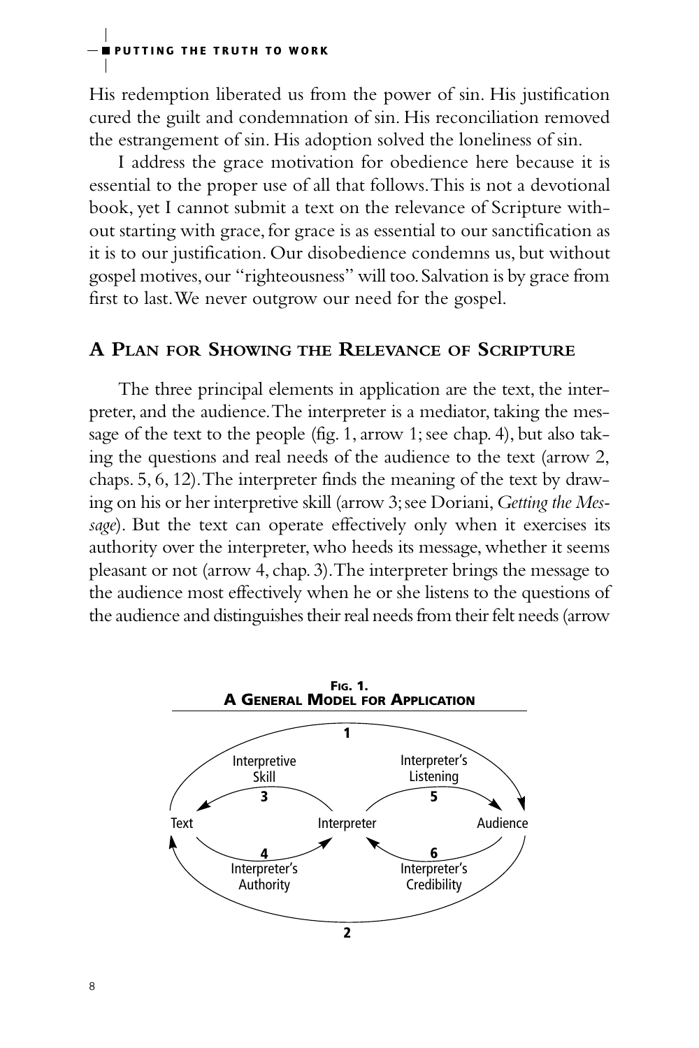His redemption liberated us from the power of sin. His justification cured the guilt and condemnation of sin. His reconciliation removed the estrangement of sin. His adoption solved the loneliness of sin.

I address the grace motivation for obedience here because it is essential to the proper use of all that follows. This is not a devotional book, yet I cannot submit a text on the relevance of Scripture without starting with grace, for grace is as essential to our sanctification as it is to our justification. Our disobedience condemns us, but without gospel motives, our "righteousness" will too. Salvation is by grace from first to last. We never outgrow our need for the gospel.

## A Plan for Showing the Relevance of Scripture

The three principal elements in application are the text, the interpreter, and the audience. The interpreter is a mediator, taking the message of the text to the people (fig. 1, arrow 1; see chap. 4), but also taking the questions and real needs of the audience to the text (arrow 2, chaps. 5, 6, 12). The interpreter finds the meaning of the text by drawing on his or her interpretive skill (arrow 3; see Doriani, *Getting the Message*). But the text can operate effectively only when it exercises its authority over the interpreter, who heeds its message, whether it seems pleasant or not (arrow 4, chap. 3). The interpreter brings the message to the audience most effectively when he or she listens to the questions of the audience and distinguishes their real needs from their felt needs (arrow

**Fig. 1.**
**A General Model for Application**

Text — Interpreter — Audience

1 (Text → Audience)
2 (Audience → Text)
3 Interpretive Skill (Interpreter → Text)
4 Interpreter's Authority (Text → Interpreter)
5 Interpreter's Listening (Interpreter → Audience)
6 Interpreter's Credibility (Audience → Interpreter)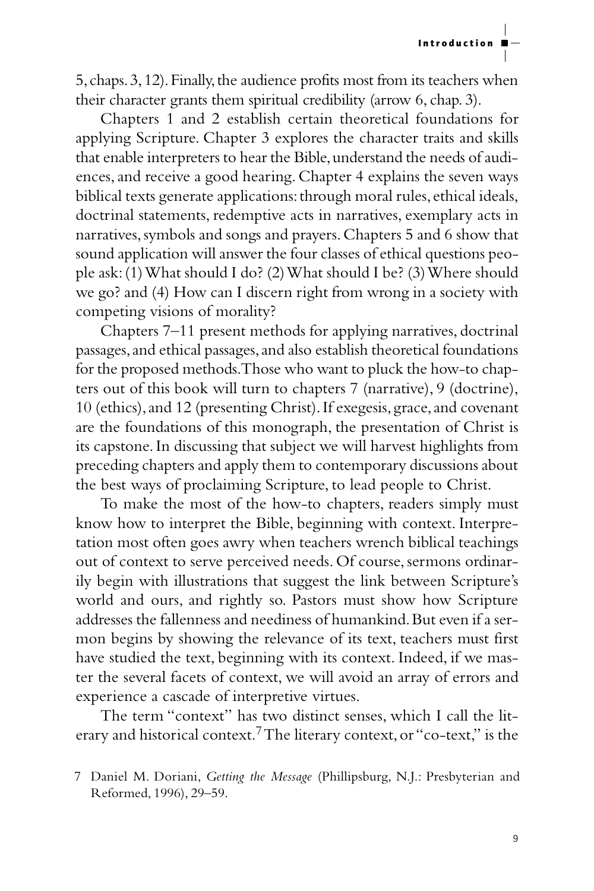5, chaps. 3, 12). Finally, the audience profits most from its teachers when their character grants them spiritual credibility (arrow 6, chap. 3).

Chapters 1 and 2 establish certain theoretical foundations for applying Scripture. Chapter 3 explores the character traits and skills that enable interpreters to hear the Bible, understand the needs of audiences, and receive a good hearing. Chapter 4 explains the seven ways biblical texts generate applications: through moral rules, ethical ideals, doctrinal statements, redemptive acts in narratives, exemplary acts in narratives, symbols and songs and prayers. Chapters 5 and 6 show that sound application will answer the four classes of ethical questions people ask: (1) What should I do? (2) What should I be? (3) Where should we go? and (4) How can I discern right from wrong in a society with competing visions of morality?

Chapters 7–11 present methods for applying narratives, doctrinal passages, and ethical passages, and also establish theoretical foundations for the proposed methods. Those who want to pluck the how-to chapters out of this book will turn to chapters 7 (narrative), 9 (doctrine), 10 (ethics), and 12 (presenting Christ). If exegesis, grace, and covenant are the foundations of this monograph, the presentation of Christ is its capstone. In discussing that subject we will harvest highlights from preceding chapters and apply them to contemporary discussions about the best ways of proclaiming Scripture, to lead people to Christ.

To make the most of the how-to chapters, readers simply must know how to interpret the Bible, beginning with context. Interpretation most often goes awry when teachers wrench biblical teachings out of context to serve perceived needs. Of course, sermons ordinarily begin with illustrations that suggest the link between Scripture's world and ours, and rightly so. Pastors must show how Scripture addresses the fallenness and neediness of humankind. But even if a sermon begins by showing the relevance of its text, teachers must first have studied the text, beginning with its context. Indeed, if we master the several facets of context, we will avoid an array of errors and experience a cascade of interpretive virtues.

The term "context" has two distinct senses, which I call the literary and historical context.[7] The literary context, or "co-text," is the

7 Daniel M. Doriani, *Getting the Message* (Phillipsburg, N.J.: Presbyterian and Reformed, 1996), 29–59.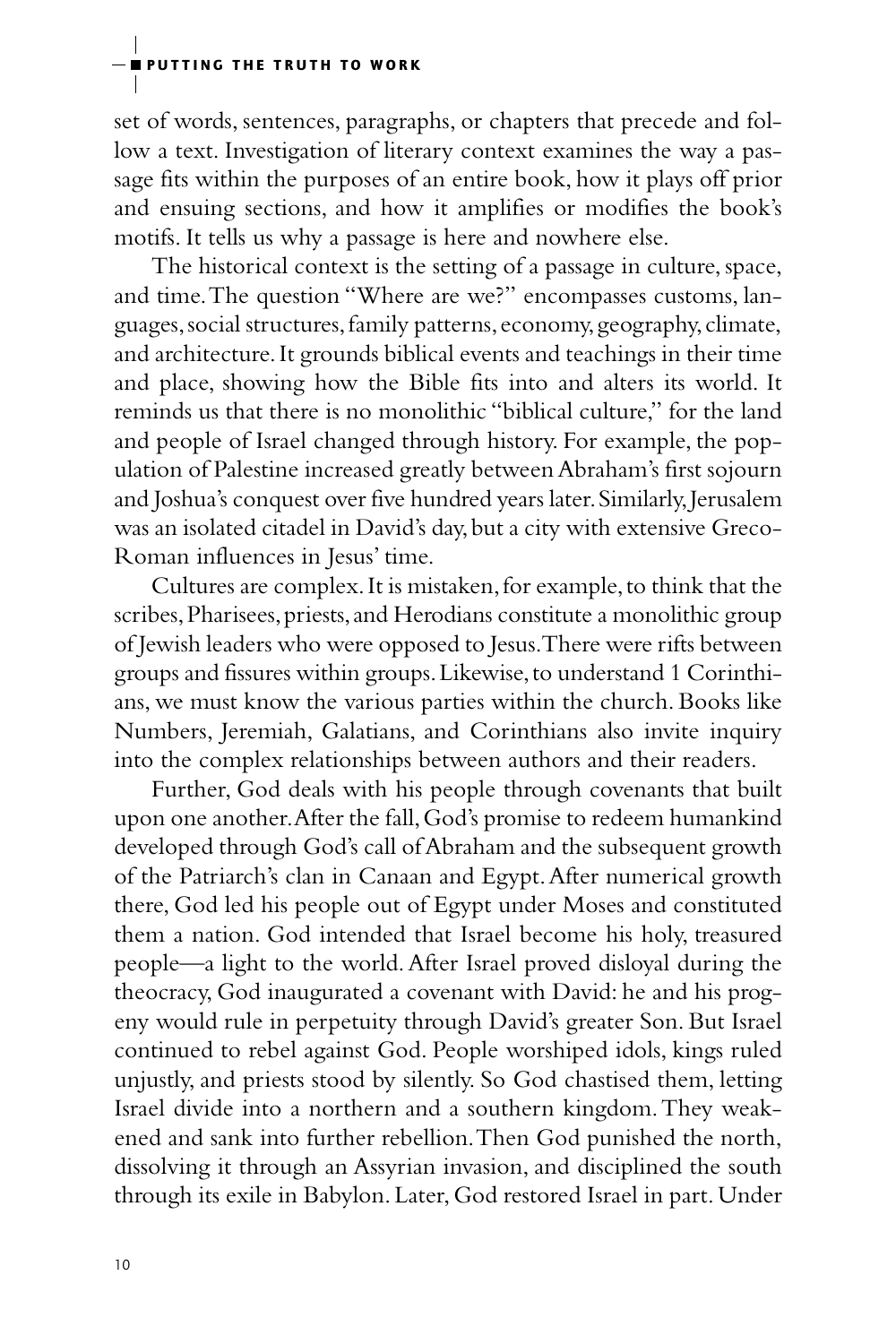set of words, sentences, paragraphs, or chapters that precede and follow a text. Investigation of literary context examines the way a passage fits within the purposes of an entire book, how it plays off prior and ensuing sections, and how it amplifies or modifies the book's motifs. It tells us why a passage is here and nowhere else.

The historical context is the setting of a passage in culture, space, and time. The question "Where are we?" encompasses customs, languages, social structures, family patterns, economy, geography, climate, and architecture. It grounds biblical events and teachings in their time and place, showing how the Bible fits into and alters its world. It reminds us that there is no monolithic "biblical culture," for the land and people of Israel changed through history. For example, the population of Palestine increased greatly between Abraham's first sojourn and Joshua's conquest over five hundred years later. Similarly, Jerusalem was an isolated citadel in David's day, but a city with extensive Greco-Roman influences in Jesus' time.

Cultures are complex. It is mistaken, for example, to think that the scribes, Pharisees, priests, and Herodians constitute a monolithic group of Jewish leaders who were opposed to Jesus. There were rifts between groups and fissures within groups. Likewise, to understand 1 Corinthians, we must know the various parties within the church. Books like Numbers, Jeremiah, Galatians, and Corinthians also invite inquiry into the complex relationships between authors and their readers.

Further, God deals with his people through covenants that built upon one another. After the fall, God's promise to redeem humankind developed through God's call of Abraham and the subsequent growth of the Patriarch's clan in Canaan and Egypt. After numerical growth there, God led his people out of Egypt under Moses and constituted them a nation. God intended that Israel become his holy, treasured people—a light to the world. After Israel proved disloyal during the theocracy, God inaugurated a covenant with David: he and his progeny would rule in perpetuity through David's greater Son. But Israel continued to rebel against God. People worshiped idols, kings ruled unjustly, and priests stood by silently. So God chastised them, letting Israel divide into a northern and a southern kingdom. They weakened and sank into further rebellion. Then God punished the north, dissolving it through an Assyrian invasion, and disciplined the south through its exile in Babylon. Later, God restored Israel in part. Under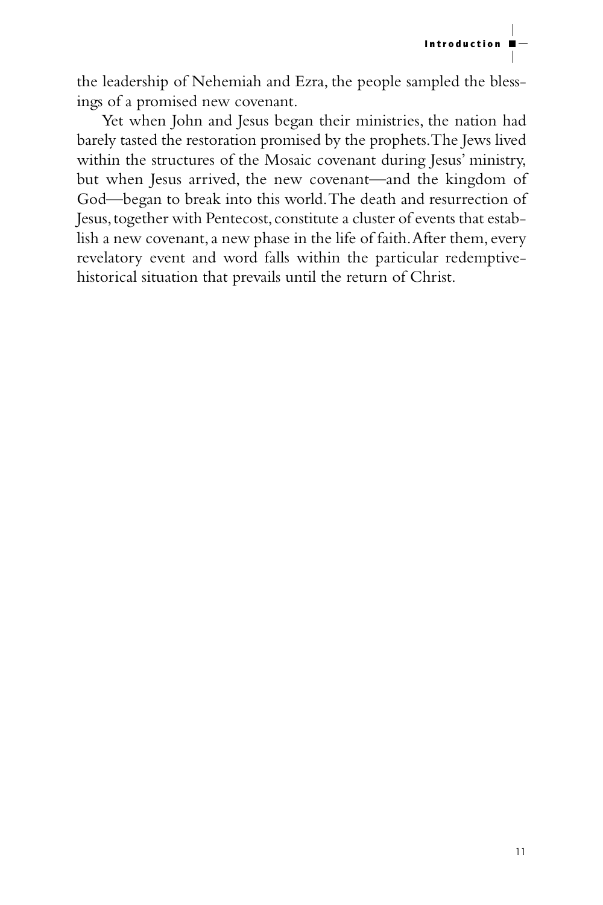the leadership of Nehemiah and Ezra, the people sampled the blessings of a promised new covenant.

Yet when John and Jesus began their ministries, the nation had barely tasted the restoration promised by the prophets. The Jews lived within the structures of the Mosaic covenant during Jesus' ministry, but when Jesus arrived, the new covenant—and the kingdom of God—began to break into this world. The death and resurrection of Jesus, together with Pentecost, constitute a cluster of events that establish a new covenant, a new phase in the life of faith. After them, every revelatory event and word falls within the particular redemptive-historical situation that prevails until the return of Christ.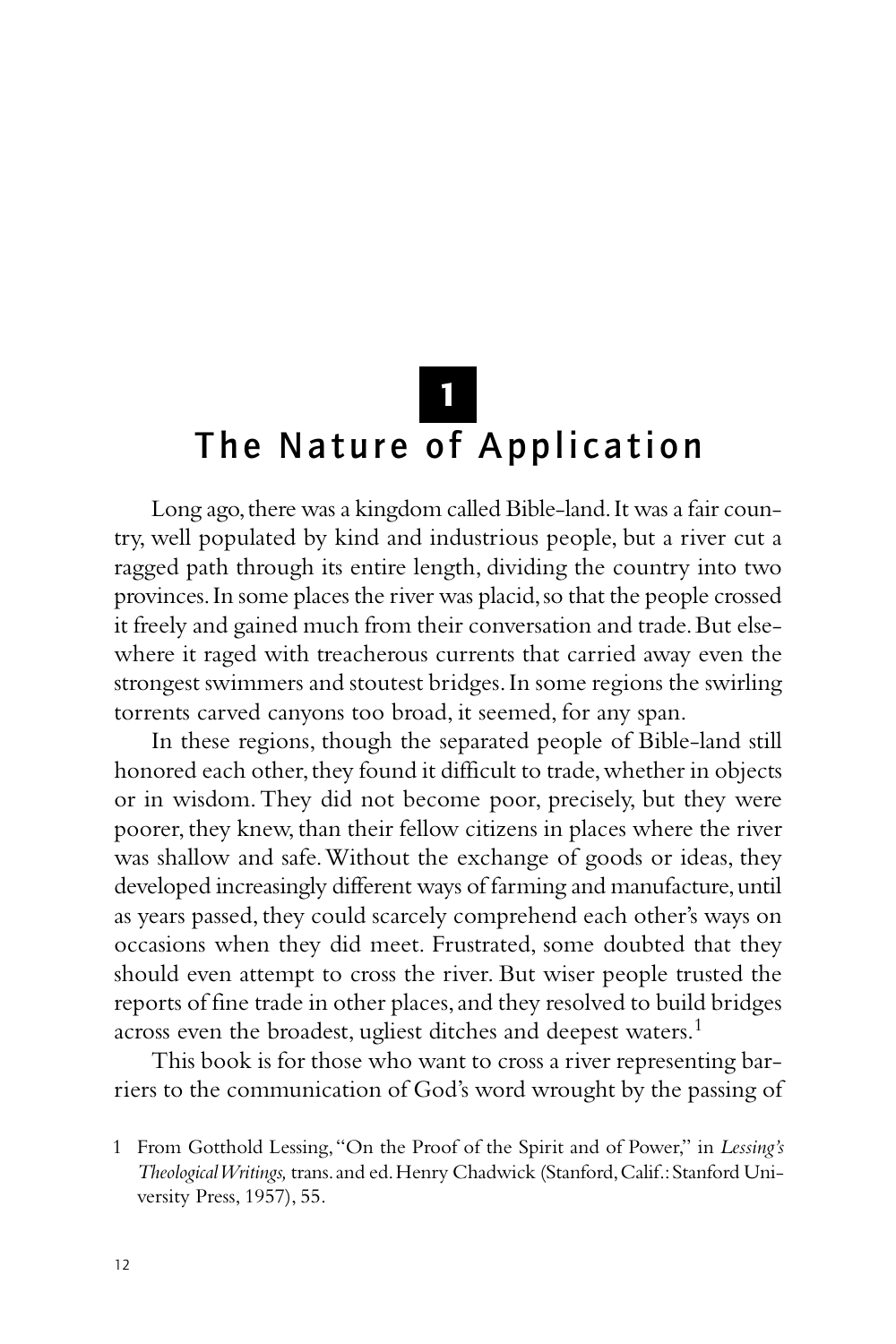# 1

# The Nature of Application

Long ago, there was a kingdom called Bible-land. It was a fair country, well populated by kind and industrious people, but a river cut a ragged path through its entire length, dividing the country into two provinces. In some places the river was placid, so that the people crossed it freely and gained much from their conversation and trade. But elsewhere it raged with treacherous currents that carried away even the strongest swimmers and stoutest bridges. In some regions the swirling torrents carved canyons too broad, it seemed, for any span.

In these regions, though the separated people of Bible-land still honored each other, they found it difficult to trade, whether in objects or in wisdom. They did not become poor, precisely, but they were poorer, they knew, than their fellow citizens in places where the river was shallow and safe. Without the exchange of goods or ideas, they developed increasingly different ways of farming and manufacture, until as years passed, they could scarcely comprehend each other's ways on occasions when they did meet. Frustrated, some doubted that they should even attempt to cross the river. But wiser people trusted the reports of fine trade in other places, and they resolved to build bridges across even the broadest, ugliest ditches and deepest waters.[1]

This book is for those who want to cross a river representing barriers to the communication of God's word wrought by the passing of

1 From Gotthold Lessing, "On the Proof of the Spirit and of Power," in *Lessing's Theological Writings,* trans. and ed. Henry Chadwick (Stanford, Calif.: Stanford University Press, 1957), 55.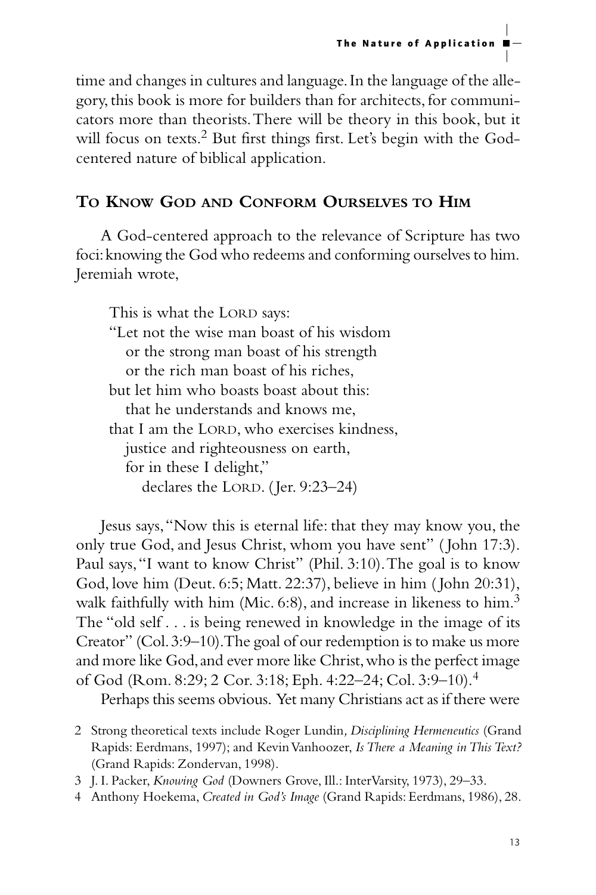time and changes in cultures and language. In the language of the allegory, this book is more for builders than for architects, for communicators more than theorists. There will be theory in this book, but it will focus on texts.[2] But first things first. Let's begin with the God-centered nature of biblical application.

## To Know God and Conform Ourselves to Him

A God-centered approach to the relevance of Scripture has two foci: knowing the God who redeems and conforming ourselves to him. Jeremiah wrote,

> This is what the LORD says:
> "Let not the wise man boast of his wisdom
> or the strong man boast of his strength
> or the rich man boast of his riches,
> but let him who boasts boast about this:
> that he understands and knows me,
> that I am the LORD, who exercises kindness,
> justice and righteousness on earth,
> for in these I delight,"
> declares the LORD. (Jer. 9:23–24)

Jesus says, "Now this is eternal life: that they may know you, the only true God, and Jesus Christ, whom you have sent" (John 17:3). Paul says, "I want to know Christ" (Phil. 3:10). The goal is to know God, love him (Deut. 6:5; Matt. 22:37), believe in him (John 20:31), walk faithfully with him (Mic. 6:8), and increase in likeness to him.[3] The "old self . . . is being renewed in knowledge in the image of its Creator" (Col. 3:9–10). The goal of our redemption is to make us more and more like God, and ever more like Christ, who is the perfect image of God (Rom. 8:29; 2 Cor. 3:18; Eph. 4:22–24; Col. 3:9–10).[4]

Perhaps this seems obvious. Yet many Christians act as if there were

2 Strong theoretical texts include Roger Lundin, *Disciplining Hermeneutics* (Grand Rapids: Eerdmans, 1997); and Kevin Vanhoozer, *Is There a Meaning in This Text?* (Grand Rapids: Zondervan, 1998).

3 J. I. Packer, *Knowing God* (Downers Grove, Ill.: InterVarsity, 1973), 29–33.

4 Anthony Hoekema, *Created in God's Image* (Grand Rapids: Eerdmans, 1986), 28.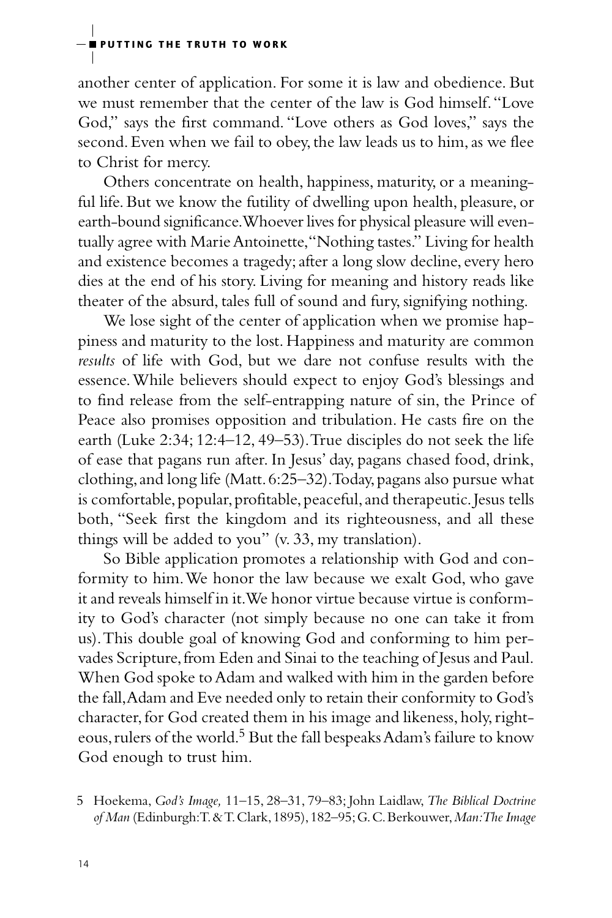another center of application. For some it is law and obedience. But we must remember that the center of the law is God himself. "Love God," says the first command. "Love others as God loves," says the second. Even when we fail to obey, the law leads us to him, as we flee to Christ for mercy.

Others concentrate on health, happiness, maturity, or a meaningful life. But we know the futility of dwelling upon health, pleasure, or earth-bound significance. Whoever lives for physical pleasure will eventually agree with Marie Antoinette, "Nothing tastes." Living for health and existence becomes a tragedy; after a long slow decline, every hero dies at the end of his story. Living for meaning and history reads like theater of the absurd, tales full of sound and fury, signifying nothing.

We lose sight of the center of application when we promise happiness and maturity to the lost. Happiness and maturity are common *results* of life with God, but we dare not confuse results with the essence. While believers should expect to enjoy God's blessings and to find release from the self-entrapping nature of sin, the Prince of Peace also promises opposition and tribulation. He casts fire on the earth (Luke 2:34; 12:4–12, 49–53). True disciples do not seek the life of ease that pagans run after. In Jesus' day, pagans chased food, drink, clothing, and long life (Matt. 6:25–32). Today, pagans also pursue what is comfortable, popular, profitable, peaceful, and therapeutic. Jesus tells both, "Seek first the kingdom and its righteousness, and all these things will be added to you" (v. 33, my translation).

So Bible application promotes a relationship with God and conformity to him. We honor the law because we exalt God, who gave it and reveals himself in it. We honor virtue because virtue is conformity to God's character (not simply because no one can take it from us). This double goal of knowing God and conforming to him pervades Scripture, from Eden and Sinai to the teaching of Jesus and Paul. When God spoke to Adam and walked with him in the garden before the fall, Adam and Eve needed only to retain their conformity to God's character, for God created them in his image and likeness, holy, righteous, rulers of the world.[5] But the fall bespeaks Adam's failure to know God enough to trust him.

5 Hoekema, *God's Image,* 11–15, 28–31, 79–83; John Laidlaw, *The Biblical Doctrine of Man* (Edinburgh: T. & T. Clark, 1895), 182–95; G. C. Berkouwer, *Man: The Image*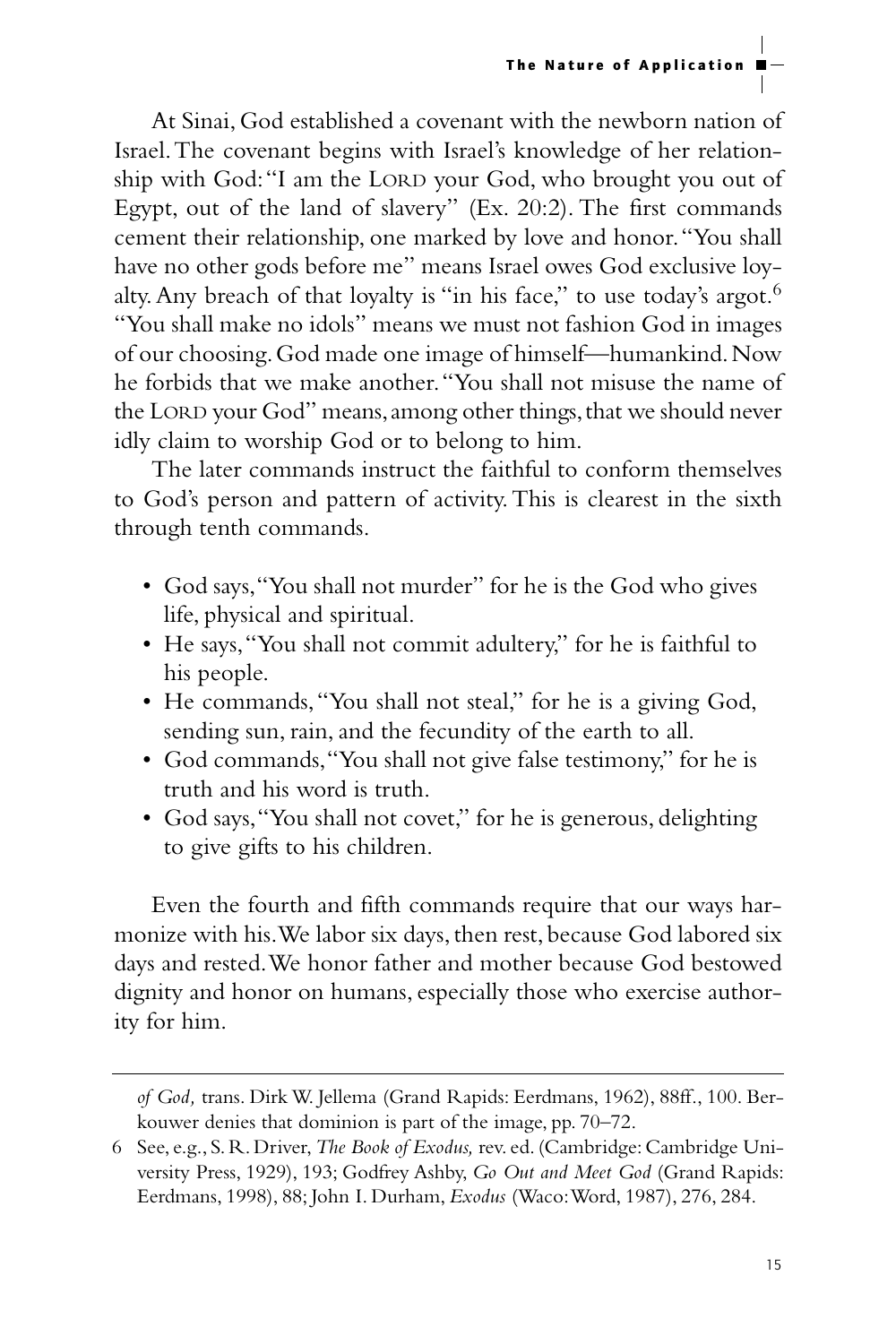At Sinai, God established a covenant with the newborn nation of Israel. The covenant begins with Israel's knowledge of her relationship with God: "I am the LORD your God, who brought you out of Egypt, out of the land of slavery" (Ex. 20:2). The first commands cement their relationship, one marked by love and honor. "You shall have no other gods before me" means Israel owes God exclusive loyalty. Any breach of that loyalty is "in his face," to use today's argot.[6] "You shall make no idols" means we must not fashion God in images of our choosing. God made one image of himself—humankind. Now he forbids that we make another. "You shall not misuse the name of the LORD your God" means, among other things, that we should never idly claim to worship God or to belong to him.

The later commands instruct the faithful to conform themselves to God's person and pattern of activity. This is clearest in the sixth through tenth commands.

- God says, "You shall not murder" for he is the God who gives life, physical and spiritual.
- He says, "You shall not commit adultery," for he is faithful to his people.
- He commands, "You shall not steal," for he is a giving God, sending sun, rain, and the fecundity of the earth to all.
- God commands, "You shall not give false testimony," for he is truth and his word is truth.
- God says, "You shall not covet," for he is generous, delighting to give gifts to his children.

Even the fourth and fifth commands require that our ways harmonize with his. We labor six days, then rest, because God labored six days and rested. We honor father and mother because God bestowed dignity and honor on humans, especially those who exercise authority for him.

---

*of God,* trans. Dirk W. Jellema (Grand Rapids: Eerdmans, 1962), 88ff., 100. Berkouwer denies that dominion is part of the image, pp. 70–72.

6 See, e.g., S. R. Driver, *The Book of Exodus,* rev. ed. (Cambridge: Cambridge University Press, 1929), 193; Godfrey Ashby, *Go Out and Meet God* (Grand Rapids: Eerdmans, 1998), 88; John I. Durham, *Exodus* (Waco: Word, 1987), 276, 284.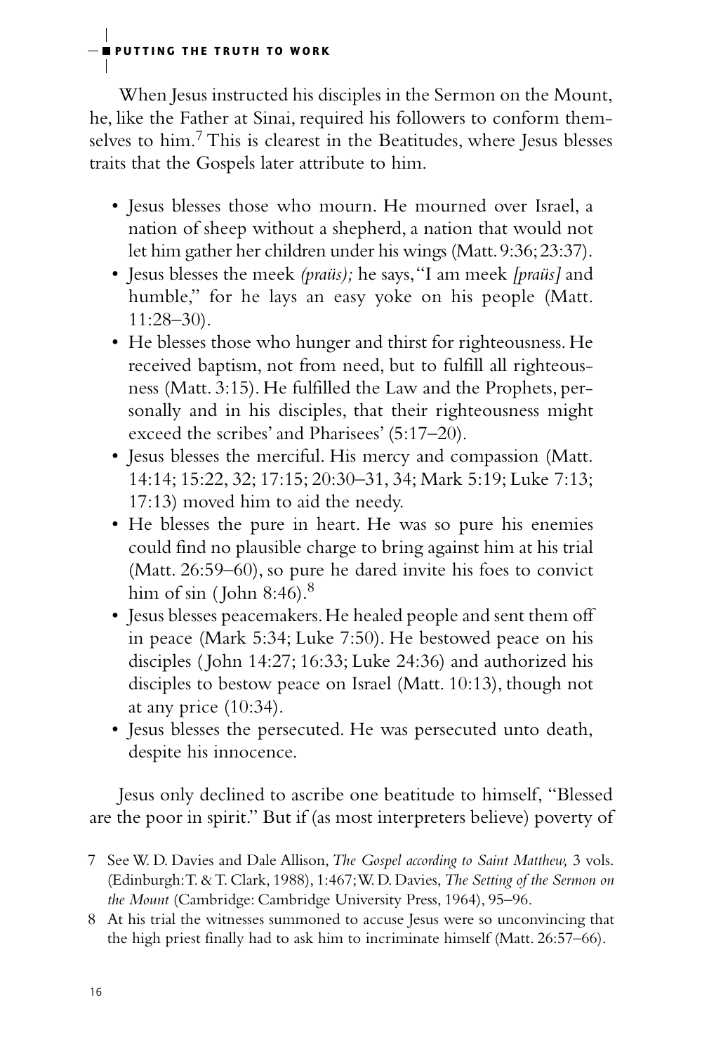When Jesus instructed his disciples in the Sermon on the Mount, he, like the Father at Sinai, required his followers to conform themselves to him.[7] This is clearest in the Beatitudes, where Jesus blesses traits that the Gospels later attribute to him.

- Jesus blesses those who mourn. He mourned over Israel, a nation of sheep without a shepherd, a nation that would not let him gather her children under his wings (Matt. 9:36; 23:37).
- Jesus blesses the meek *(praüs);* he says, "I am meek *[praüs]* and humble," for he lays an easy yoke on his people (Matt. 11:28–30).
- He blesses those who hunger and thirst for righteousness. He received baptism, not from need, but to fulfill all righteousness (Matt. 3:15). He fulfilled the Law and the Prophets, personally and in his disciples, that their righteousness might exceed the scribes' and Pharisees' (5:17–20).
- Jesus blesses the merciful. His mercy and compassion (Matt. 14:14; 15:22, 32; 17:15; 20:30–31, 34; Mark 5:19; Luke 7:13; 17:13) moved him to aid the needy.
- He blesses the pure in heart. He was so pure his enemies could find no plausible charge to bring against him at his trial (Matt. 26:59–60), so pure he dared invite his foes to convict him of sin (John 8:46).[8]
- Jesus blesses peacemakers. He healed people and sent them off in peace (Mark 5:34; Luke 7:50). He bestowed peace on his disciples (John 14:27; 16:33; Luke 24:36) and authorized his disciples to bestow peace on Israel (Matt. 10:13), though not at any price (10:34).
- Jesus blesses the persecuted. He was persecuted unto death, despite his innocence.

Jesus only declined to ascribe one beatitude to himself, "Blessed are the poor in spirit." But if (as most interpreters believe) poverty of

7 See W. D. Davies and Dale Allison, *The Gospel according to Saint Matthew,* 3 vols. (Edinburgh: T. & T. Clark, 1988), 1:467; W. D. Davies, *The Setting of the Sermon on the Mount* (Cambridge: Cambridge University Press, 1964), 95–96.

8 At his trial the witnesses summoned to accuse Jesus were so unconvincing that the high priest finally had to ask him to incriminate himself (Matt. 26:57–66).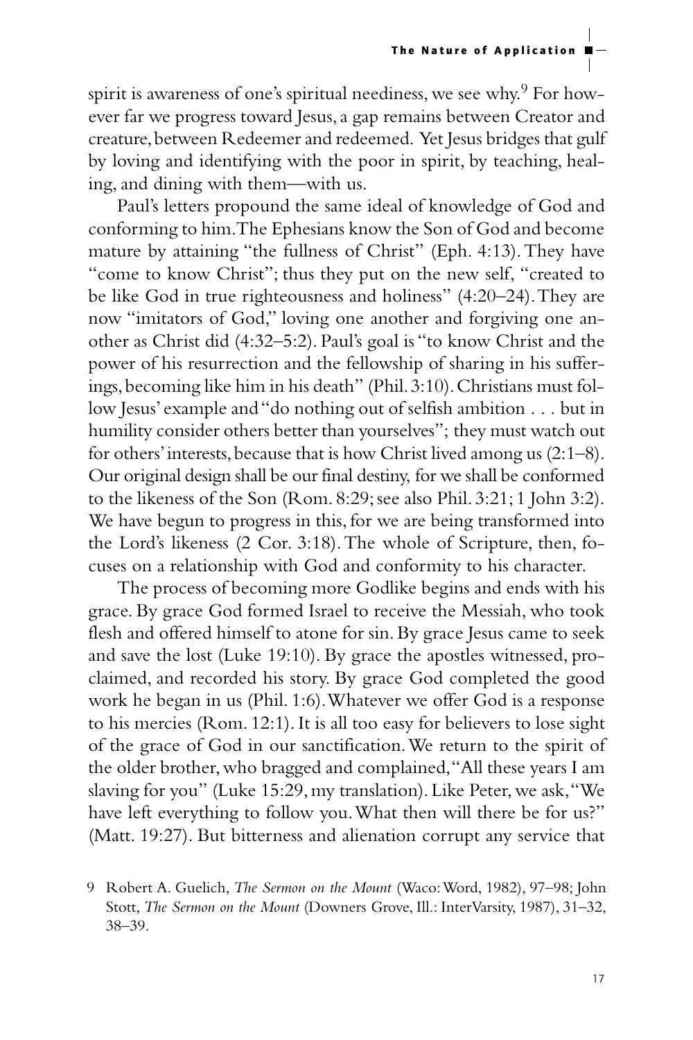spirit is awareness of one's spiritual neediness, we see why.[9] For however far we progress toward Jesus, a gap remains between Creator and creature, between Redeemer and redeemed. Yet Jesus bridges that gulf by loving and identifying with the poor in spirit, by teaching, healing, and dining with them—with us.

Paul's letters propound the same ideal of knowledge of God and conforming to him. The Ephesians know the Son of God and become mature by attaining "the fullness of Christ" (Eph. 4:13). They have "come to know Christ"; thus they put on the new self, "created to be like God in true righteousness and holiness" (4:20–24). They are now "imitators of God," loving one another and forgiving one another as Christ did (4:32–5:2). Paul's goal is "to know Christ and the power of his resurrection and the fellowship of sharing in his sufferings, becoming like him in his death" (Phil. 3:10). Christians must follow Jesus' example and "do nothing out of selfish ambition . . . but in humility consider others better than yourselves"; they must watch out for others' interests, because that is how Christ lived among us (2:1–8). Our original design shall be our final destiny, for we shall be conformed to the likeness of the Son (Rom. 8:29; see also Phil. 3:21; 1 John 3:2). We have begun to progress in this, for we are being transformed into the Lord's likeness (2 Cor. 3:18). The whole of Scripture, then, focuses on a relationship with God and conformity to his character.

The process of becoming more Godlike begins and ends with his grace. By grace God formed Israel to receive the Messiah, who took flesh and offered himself to atone for sin. By grace Jesus came to seek and save the lost (Luke 19:10). By grace the apostles witnessed, proclaimed, and recorded his story. By grace God completed the good work he began in us (Phil. 1:6). Whatever we offer God is a response to his mercies (Rom. 12:1). It is all too easy for believers to lose sight of the grace of God in our sanctification. We return to the spirit of the older brother, who bragged and complained, "All these years I am slaving for you" (Luke 15:29, my translation). Like Peter, we ask, "We have left everything to follow you. What then will there be for us?" (Matt. 19:27). But bitterness and alienation corrupt any service that

9 Robert A. Guelich, *The Sermon on the Mount* (Waco: Word, 1982), 97–98; John Stott, *The Sermon on the Mount* (Downers Grove, Ill.: InterVarsity, 1987), 31–32, 38–39.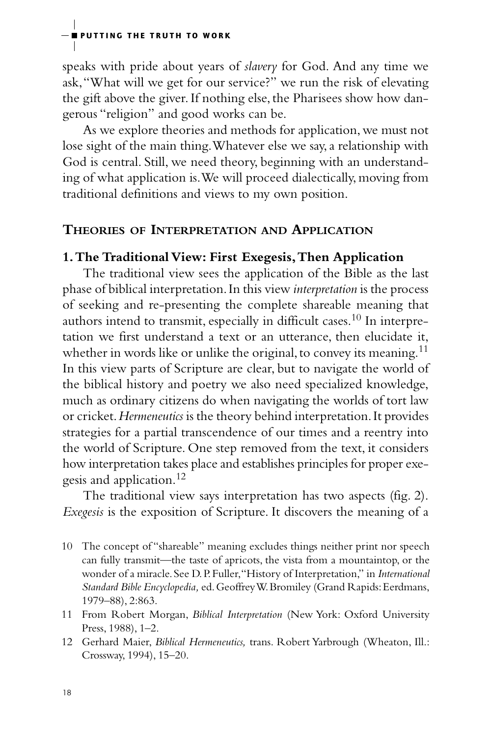speaks with pride about years of *slavery* for God. And any time we ask, "What will we get for our service?" we run the risk of elevating the gift above the giver. If nothing else, the Pharisees show how dangerous "religion" and good works can be.

As we explore theories and methods for application, we must not lose sight of the main thing. Whatever else we say, a relationship with God is central. Still, we need theory, beginning with an understanding of what application is. We will proceed dialectically, moving from traditional definitions and views to my own position.

## Theories of Interpretation and Application

### 1. The Traditional View: First Exegesis, Then Application

The traditional view sees the application of the Bible as the last phase of biblical interpretation. In this view *interpretation* is the process of seeking and re-presenting the complete shareable meaning that authors intend to transmit, especially in difficult cases.[10] In interpretation we first understand a text or an utterance, then elucidate it, whether in words like or unlike the original, to convey its meaning.[11] In this view parts of Scripture are clear, but to navigate the world of the biblical history and poetry we also need specialized knowledge, much as ordinary citizens do when navigating the worlds of tort law or cricket. *Hermeneutics* is the theory behind interpretation. It provides strategies for a partial transcendence of our times and a reentry into the world of Scripture. One step removed from the text, it considers how interpretation takes place and establishes principles for proper exegesis and application.[12]

The traditional view says interpretation has two aspects (fig. 2). *Exegesis* is the exposition of Scripture. It discovers the meaning of a

10 The concept of "shareable" meaning excludes things neither print nor speech can fully transmit—the taste of apricots, the vista from a mountaintop, or the wonder of a miracle. See D. P. Fuller, "History of Interpretation," in *International Standard Bible Encyclopedia,* ed. Geoffrey W. Bromiley (Grand Rapids: Eerdmans, 1979–88), 2:863.

11 From Robert Morgan, *Biblical Interpretation* (New York: Oxford University Press, 1988), 1–2.

12 Gerhard Maier, *Biblical Hermeneutics,* trans. Robert Yarbrough (Wheaton, Ill.: Crossway, 1994), 15–20.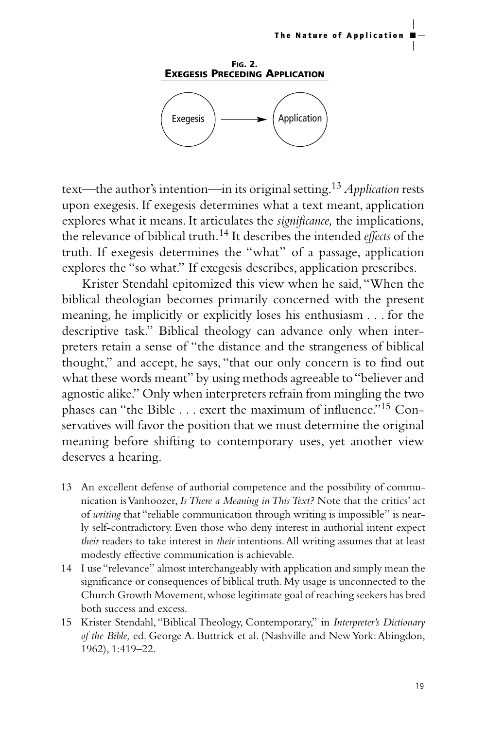**Fig. 2.**
**Exegesis Preceding Application**

Exegesis

Application

text—the author's intention—in its original setting.[13] *Application* rests upon exegesis. If exegesis determines what a text meant, application explores what it means. It articulates the *significance,* the implications, the relevance of biblical truth.[14] It describes the intended *effects* of the truth. If exegesis determines the "what" of a passage, application explores the "so what." If exegesis describes, application prescribes.

Krister Stendahl epitomized this view when he said, "When the biblical theologian becomes primarily concerned with the present meaning, he implicitly or explicitly loses his enthusiasm . . . for the descriptive task." Biblical theology can advance only when interpreters retain a sense of "the distance and the strangeness of biblical thought," and accept, he says, "that our only concern is to find out what these words meant" by using methods agreeable to "believer and agnostic alike." Only when interpreters refrain from mingling the two phases can "the Bible . . . exert the maximum of influence."[15] Conservatives will favor the position that we must determine the original meaning before shifting to contemporary uses, yet another view deserves a hearing.

13 An excellent defense of authorial competence and the possibility of communication is Vanhoozer, *Is There a Meaning in This Text?* Note that the critics' act of *writing* that "reliable communication through writing is impossible" is nearly self-contradictory. Even those who deny interest in authorial intent expect *their* readers to take interest in *their* intentions. All writing assumes that at least modestly effective communication is achievable.

14 I use "relevance" almost interchangeably with application and simply mean the significance or consequences of biblical truth. My usage is unconnected to the Church Growth Movement, whose legitimate goal of reaching seekers has bred both success and excess.

15 Krister Stendahl, "Biblical Theology, Contemporary," in *Interpreter's Dictionary of the Bible,* ed. George A. Buttrick et al. (Nashville and New York: Abingdon, 1962), 1:419–22.